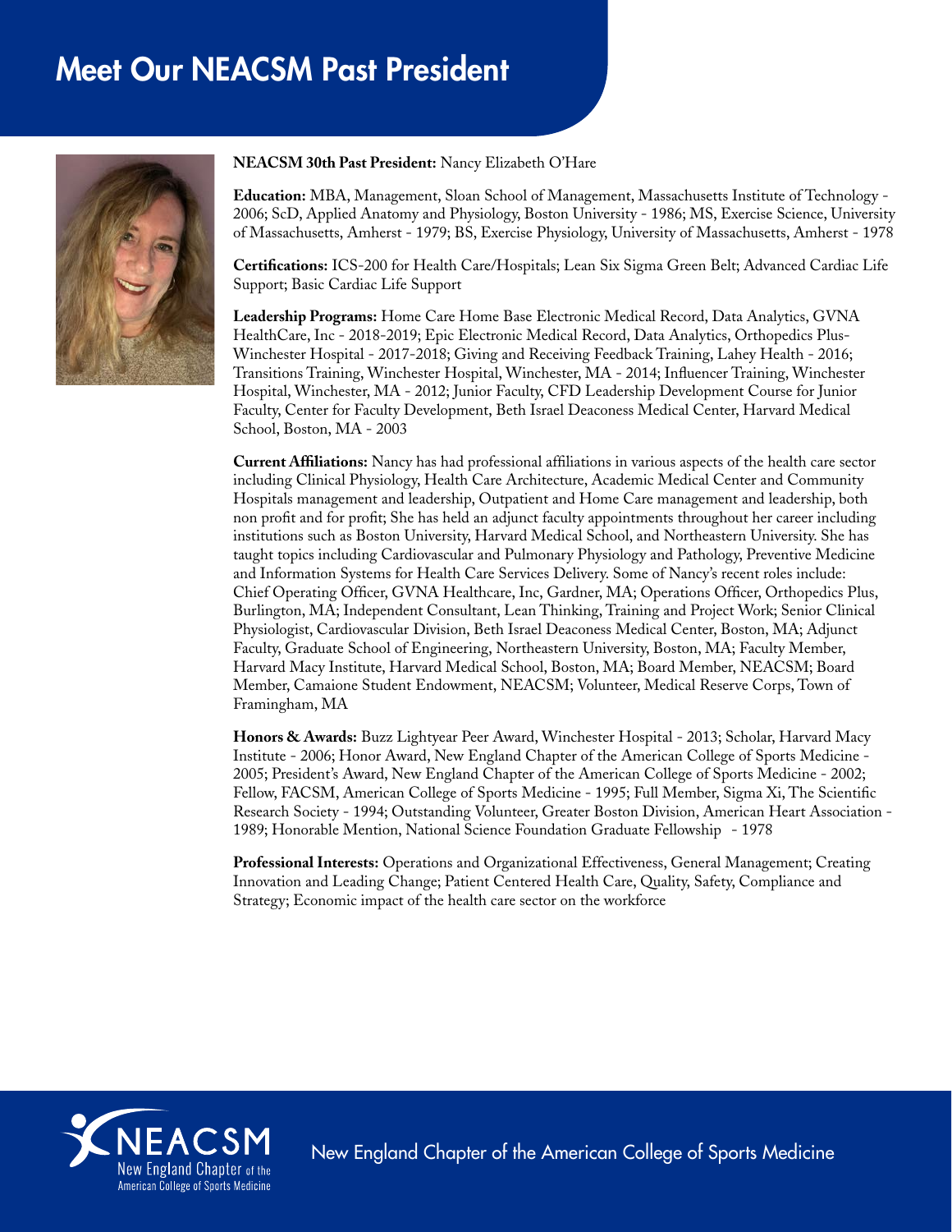# Meet Our NEACSM Past President

**NEACSM 30th Past President:** Nancy Elizabeth O'Hare

**Education:** MBA, Management, Sloan School of Management, Massachusetts Institute of Technology - 2006; ScD, Applied Anatomy and Physiology, Boston University - 1986; MS, Exercise Science, University of Massachusetts, Amherst - 1979; BS, Exercise Physiology, University of Massachusetts, Amherst - 1978

**Certifications:** ICS-200 for Health Care/Hospitals; Lean Six Sigma Green Belt; Advanced Cardiac Life Support; Basic Cardiac Life Support

**Leadership Programs:** Home Care Home Base Electronic Medical Record, Data Analytics, GVNA HealthCare, Inc - 2018-2019; Epic Electronic Medical Record, Data Analytics, Orthopedics Plus-Winchester Hospital - 2017-2018; Giving and Receiving Feedback Training, Lahey Health - 2016; Transitions Training, Winchester Hospital, Winchester, MA - 2014; Influencer Training, Winchester Hospital, Winchester, MA - 2012; Junior Faculty, CFD Leadership Development Course for Junior Faculty, Center for Faculty Development, Beth Israel Deaconess Medical Center, Harvard Medical School, Boston, MA - 2003

**Current Affiliations:** Nancy has had professional affiliations in various aspects of the health care sector including Clinical Physiology, Health Care Architecture, Academic Medical Center and Community Hospitals management and leadership, Outpatient and Home Care management and leadership, both non profit and for profit; She has held an adjunct faculty appointments throughout her career including institutions such as Boston University, Harvard Medical School, and Northeastern University. She has taught topics including Cardiovascular and Pulmonary Physiology and Pathology, Preventive Medicine and Information Systems for Health Care Services Delivery. Some of Nancy's recent roles include: Chief Operating Officer, GVNA Healthcare, Inc, Gardner, MA; Operations Officer, Orthopedics Plus, Burlington, MA; Independent Consultant, Lean Thinking, Training and Project Work; Senior Clinical Physiologist, Cardiovascular Division, Beth Israel Deaconess Medical Center, Boston, MA; Adjunct Faculty, Graduate School of Engineering, Northeastern University, Boston, MA; Faculty Member, Harvard Macy Institute, Harvard Medical School, Boston, MA; Board Member, NEACSM; Board Member, Camaione Student Endowment, NEACSM; Volunteer, Medical Reserve Corps, Town of Framingham, MA

**Honors & Awards:** Buzz Lightyear Peer Award, Winchester Hospital - 2013; Scholar, Harvard Macy Institute - 2006; Honor Award, New England Chapter of the American College of Sports Medicine - 2005; President's Award, New England Chapter of the American College of Sports Medicine - 2002; Fellow, FACSM, American College of Sports Medicine - 1995; Full Member, Sigma Xi, The Scientific Research Society - 1994; Outstanding Volunteer, Greater Boston Division, American Heart Association - 1989; Honorable Mention, National Science Foundation Graduate Fellowship - 1978

**Professional Interests:** Operations and Organizational Effectiveness, General Management; Creating Innovation and Leading Change; Patient Centered Health Care, Quality, Safety, Compliance and Strategy; Economic impact of the health care sector on the workforce

NEACSM New England Chapter of the American College of Sports Medicine

New England Chapter of the American College of Sports Medicine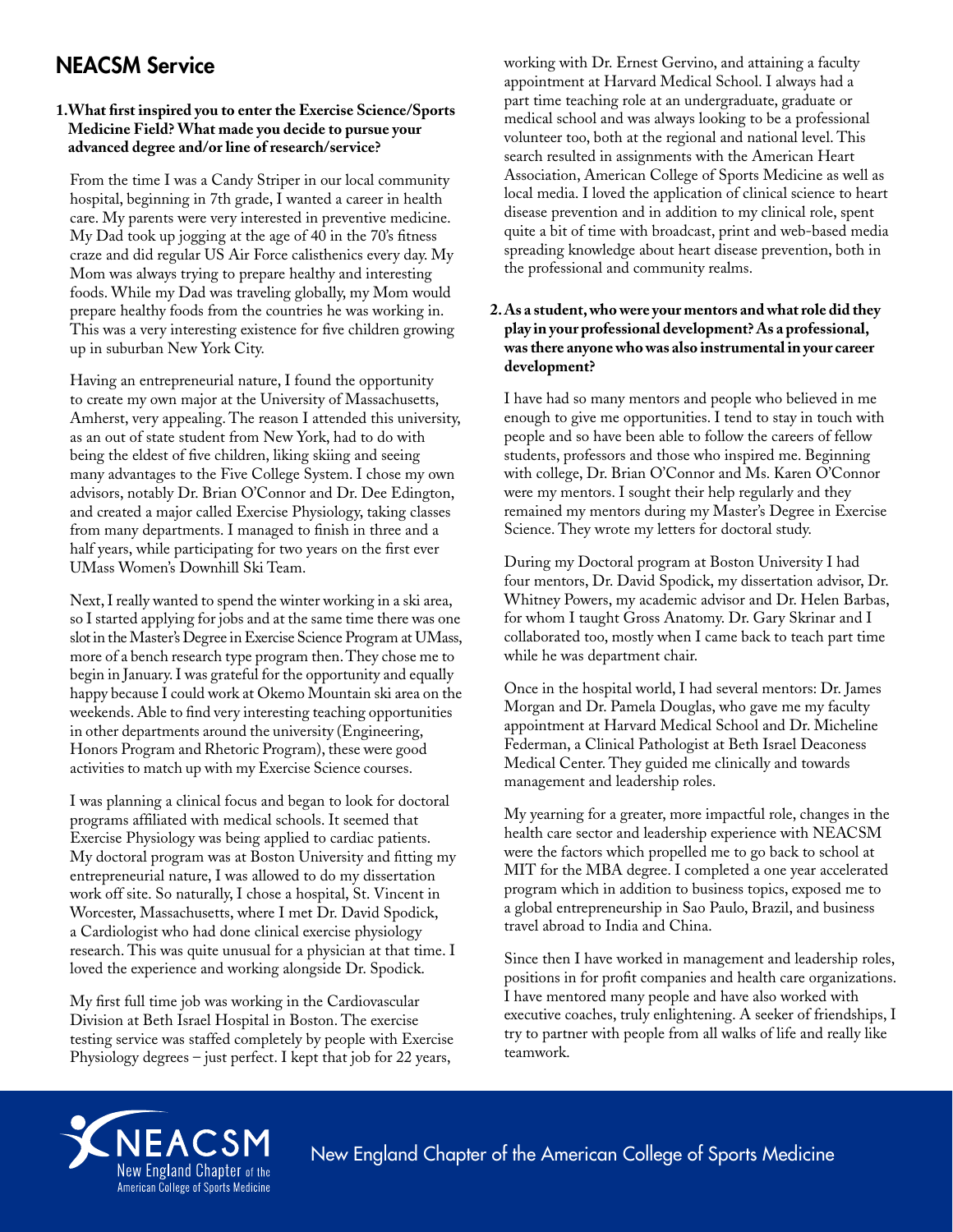## NEACSM Service

**1. What first inspired you to enter the Exercise Science/Sports Medicine Field? What made you decide to pursue your advanced degree and/or line of research/service?**

From the time I was a Candy Striper in our local community hospital, beginning in 7th grade, I wanted a career in health care. My parents were very interested in preventive medicine. My Dad took up jogging at the age of 40 in the 70's fitness craze and did regular US Air Force calisthenics every day. My Mom was always trying to prepare healthy and interesting foods. While my Dad was traveling globally, my Mom would prepare healthy foods from the countries he was working in. This was a very interesting existence for five children growing up in suburban New York City.

Having an entrepreneurial nature, I found the opportunity to create my own major at the University of Massachusetts, Amherst, very appealing. The reason I attended this university, as an out of state student from New York, had to do with being the eldest of five children, liking skiing and seeing many advantages to the Five College System. I chose my own advisors, notably Dr. Brian O'Connor and Dr. Dee Edington, and created a major called Exercise Physiology, taking classes from many departments. I managed to finish in three and a half years, while participating for two years on the first ever UMass Women's Downhill Ski Team.

Next, I really wanted to spend the winter working in a ski area, so I started applying for jobs and at the same time there was one slot in the Master's Degree in Exercise Science Program at UMass, more of a bench research type program then. They chose me to begin in January. I was grateful for the opportunity and equally happy because I could work at Okemo Mountain ski area on the weekends. Able to find very interesting teaching opportunities in other departments around the university (Engineering, Honors Program and Rhetoric Program), these were good activities to match up with my Exercise Science courses.

I was planning a clinical focus and began to look for doctoral programs affiliated with medical schools. It seemed that Exercise Physiology was being applied to cardiac patients. My doctoral program was at Boston University and fitting my entrepreneurial nature, I was allowed to do my dissertation work off site. So naturally, I chose a hospital, St. Vincent in Worcester, Massachusetts, where I met Dr. David Spodick, a Cardiologist who had done clinical exercise physiology research. This was quite unusual for a physician at that time. I loved the experience and working alongside Dr. Spodick.

My first full time job was working in the Cardiovascular Division at Beth Israel Hospital in Boston. The exercise testing service was staffed completely by people with Exercise Physiology degrees – just perfect. I kept that job for 22 years, working with Dr. Ernest Gervino, and attaining a faculty appointment at Harvard Medical School. I always had a part time teaching role at an undergraduate, graduate or medical school and was always looking to be a professional volunteer too, both at the regional and national level. This search resulted in assignments with the American Heart Association, American College of Sports Medicine as well as local media. I loved the application of clinical science to heart disease prevention and in addition to my clinical role, spent quite a bit of time with broadcast, print and web-based media spreading knowledge about heart disease prevention, both in the professional and community realms.

**2. As a student, who were your mentors and what role did they play in your professional development? As a professional, was there anyone who was also instrumental in your career development?**

I have had so many mentors and people who believed in me enough to give me opportunities. I tend to stay in touch with people and so have been able to follow the careers of fellow students, professors and those who inspired me. Beginning with college, Dr. Brian O'Connor and Ms. Karen O'Connor were my mentors. I sought their help regularly and they remained my mentors during my Master's Degree in Exercise Science. They wrote my letters for doctoral study.

During my Doctoral program at Boston University I had four mentors, Dr. David Spodick, my dissertation advisor, Dr. Whitney Powers, my academic advisor and Dr. Helen Barbas, for whom I taught Gross Anatomy. Dr. Gary Skrinar and I collaborated too, mostly when I came back to teach part time while he was department chair.

Once in the hospital world, I had several mentors: Dr. James Morgan and Dr. Pamela Douglas, who gave me my faculty appointment at Harvard Medical School and Dr. Micheline Federman, a Clinical Pathologist at Beth Israel Deaconess Medical Center. They guided me clinically and towards management and leadership roles.

My yearning for a greater, more impactful role, changes in the health care sector and leadership experience with NEACSM were the factors which propelled me to go back to school at MIT for the MBA degree. I completed a one year accelerated program which in addition to business topics, exposed me to a global entrepreneurship in Sao Paulo, Brazil, and business travel abroad to India and China.

Since then I have worked in management and leadership roles, positions in for profit companies and health care organizations. I have mentored many people and have also worked with executive coaches, truly enlightening. A seeker of friendships, I try to partner with people from all walks of life and really like teamwork.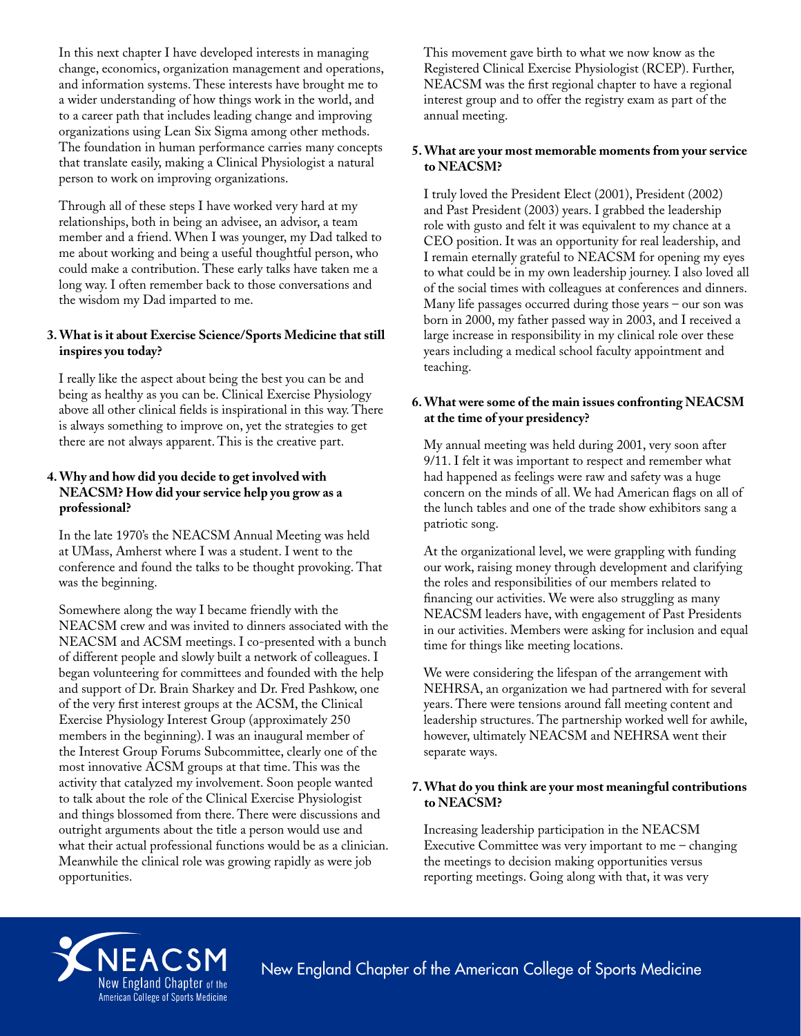In this next chapter I have developed interests in managing change, economics, organization management and operations, and information systems. These interests have brought me to a wider understanding of how things work in the world, and to a career path that includes leading change and improving organizations using Lean Six Sigma among other methods. The foundation in human performance carries many concepts that translate easily, making a Clinical Physiologist a natural person to work on improving organizations.

Through all of these steps I have worked very hard at my relationships, both in being an advisee, an advisor, a team member and a friend. When I was younger, my Dad talked to me about working and being a useful thoughtful person, who could make a contribution. These early talks have taken me a long way. I often remember back to those conversations and the wisdom my Dad imparted to me.

**3. What is it about Exercise Science/Sports Medicine that still inspires you today?**

I really like the aspect about being the best you can be and being as healthy as you can be. Clinical Exercise Physiology above all other clinical fields is inspirational in this way. There is always something to improve on, yet the strategies to get there are not always apparent. This is the creative part.

**4. Why and how did you decide to get involved with NEACSM? How did your service help you grow as a professional?**

In the late 1970's the NEACSM Annual Meeting was held at UMass, Amherst where I was a student. I went to the conference and found the talks to be thought provoking. That was the beginning.

Somewhere along the way I became friendly with the NEACSM crew and was invited to dinners associated with the NEACSM and ACSM meetings. I co-presented with a bunch of different people and slowly built a network of colleagues. I began volunteering for committees and founded with the help and support of Dr. Brain Sharkey and Dr. Fred Pashkow, one of the very first interest groups at the ACSM, the Clinical Exercise Physiology Interest Group (approximately 250 members in the beginning). I was an inaugural member of the Interest Group Forums Subcommittee, clearly one of the most innovative ACSM groups at that time. This was the activity that catalyzed my involvement. Soon people wanted to talk about the role of the Clinical Exercise Physiologist and things blossomed from there. There were discussions and outright arguments about the title a person would use and what their actual professional functions would be as a clinician. Meanwhile the clinical role was growing rapidly as were job opportunities.

This movement gave birth to what we now know as the Registered Clinical Exercise Physiologist (RCEP). Further, NEACSM was the first regional chapter to have a regional interest group and to offer the registry exam as part of the annual meeting.

**5. What are your most memorable moments from your service to NEACSM?**

I truly loved the President Elect (2001), President (2002) and Past President (2003) years. I grabbed the leadership role with gusto and felt it was equivalent to my chance at a CEO position. It was an opportunity for real leadership, and I remain eternally grateful to NEACSM for opening my eyes to what could be in my own leadership journey. I also loved all of the social times with colleagues at conferences and dinners. Many life passages occurred during those years – our son was born in 2000, my father passed way in 2003, and I received a large increase in responsibility in my clinical role over these years including a medical school faculty appointment and teaching.

**6. What were some of the main issues confronting NEACSM at the time of your presidency?**

My annual meeting was held during 2001, very soon after 9/11. I felt it was important to respect and remember what had happened as feelings were raw and safety was a huge concern on the minds of all. We had American flags on all of the lunch tables and one of the trade show exhibitors sang a patriotic song.

At the organizational level, we were grappling with funding our work, raising money through development and clarifying the roles and responsibilities of our members related to financing our activities. We were also struggling as many NEACSM leaders have, with engagement of Past Presidents in our activities. Members were asking for inclusion and equal time for things like meeting locations.

We were considering the lifespan of the arrangement with NEHRSA, an organization we had partnered with for several years. There were tensions around fall meeting content and leadership structures. The partnership worked well for awhile, however, ultimately NEACSM and NEHRSA went their separate ways.

**7. What do you think are your most meaningful contributions to NEACSM?**

Increasing leadership participation in the NEACSM Executive Committee was very important to me – changing the meetings to decision making opportunities versus reporting meetings. Going along with that, it was very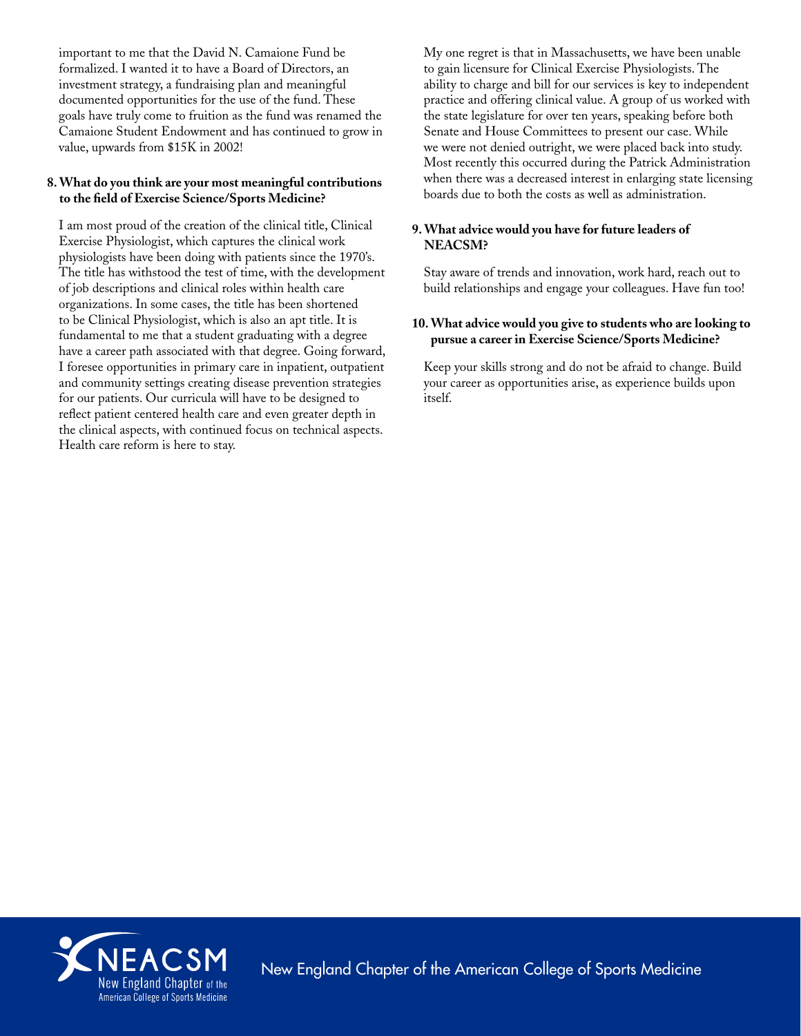important to me that the David N. Camaione Fund be formalized. I wanted it to have a Board of Directors, an investment strategy, a fundraising plan and meaningful documented opportunities for the use of the fund. These goals have truly come to fruition as the fund was renamed the Camaione Student Endowment and has continued to grow in value, upwards from $15K in 2002!

**8. What do you think are your most meaningful contributions to the field of Exercise Science/Sports Medicine?**

I am most proud of the creation of the clinical title, Clinical Exercise Physiologist, which captures the clinical work physiologists have been doing with patients since the 1970's. The title has withstood the test of time, with the development of job descriptions and clinical roles within health care organizations. In some cases, the title has been shortened to be Clinical Physiologist, which is also an apt title. It is fundamental to me that a student graduating with a degree have a career path associated with that degree. Going forward, I foresee opportunities in primary care in inpatient, outpatient and community settings creating disease prevention strategies for our patients. Our curricula will have to be designed to reflect patient centered health care and even greater depth in the clinical aspects, with continued focus on technical aspects. Health care reform is here to stay.

My one regret is that in Massachusetts, we have been unable to gain licensure for Clinical Exercise Physiologists. The ability to charge and bill for our services is key to independent practice and offering clinical value. A group of us worked with the state legislature for over ten years, speaking before both Senate and House Committees to present our case. While we were not denied outright, we were placed back into study. Most recently this occurred during the Patrick Administration when there was a decreased interest in enlarging state licensing boards due to both the costs as well as administration.

**9. What advice would you have for future leaders of NEACSM?**

Stay aware of trends and innovation, work hard, reach out to build relationships and engage your colleagues. Have fun too!

**10. What advice would you give to students who are looking to pursue a career in Exercise Science/Sports Medicine?**

Keep your skills strong and do not be afraid to change. Build your career as opportunities arise, as experience builds upon itself.